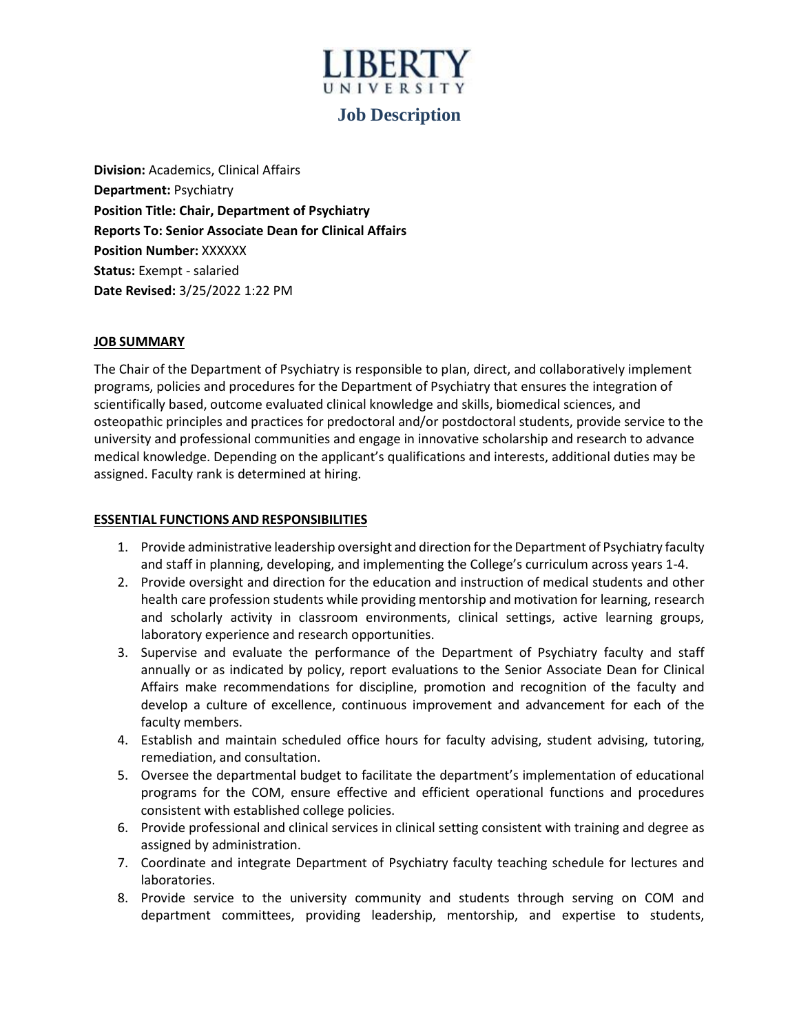# LIBERTY UNIVERSITY

## Job Description

**Division:** Academics, Clinical Affairs
**Department:** Psychiatry
**Position Title: Chair, Department of Psychiatry**
**Reports To: Senior Associate Dean for Clinical Affairs**
**Position Number:** XXXXXX
**Status:** Exempt - salaried
**Date Revised:** 3/25/2022 1:22 PM

### JOB SUMMARY

The Chair of the Department of Psychiatry is responsible to plan, direct, and collaboratively implement programs, policies and procedures for the Department of Psychiatry that ensures the integration of scientifically based, outcome evaluated clinical knowledge and skills, biomedical sciences, and osteopathic principles and practices for predoctoral and/or postdoctoral students, provide service to the university and professional communities and engage in innovative scholarship and research to advance medical knowledge. Depending on the applicant's qualifications and interests, additional duties may be assigned. Faculty rank is determined at hiring.

### ESSENTIAL FUNCTIONS AND RESPONSIBILITIES

1. Provide administrative leadership oversight and direction for the Department of Psychiatry faculty and staff in planning, developing, and implementing the College's curriculum across years 1-4.
2. Provide oversight and direction for the education and instruction of medical students and other health care profession students while providing mentorship and motivation for learning, research and scholarly activity in classroom environments, clinical settings, active learning groups, laboratory experience and research opportunities.
3. Supervise and evaluate the performance of the Department of Psychiatry faculty and staff annually or as indicated by policy, report evaluations to the Senior Associate Dean for Clinical Affairs make recommendations for discipline, promotion and recognition of the faculty and develop a culture of excellence, continuous improvement and advancement for each of the faculty members.
4. Establish and maintain scheduled office hours for faculty advising, student advising, tutoring, remediation, and consultation.
5. Oversee the departmental budget to facilitate the department's implementation of educational programs for the COM, ensure effective and efficient operational functions and procedures consistent with established college policies.
6. Provide professional and clinical services in clinical setting consistent with training and degree as assigned by administration.
7. Coordinate and integrate Department of Psychiatry faculty teaching schedule for lectures and laboratories.
8. Provide service to the university community and students through serving on COM and department committees, providing leadership, mentorship, and expertise to students,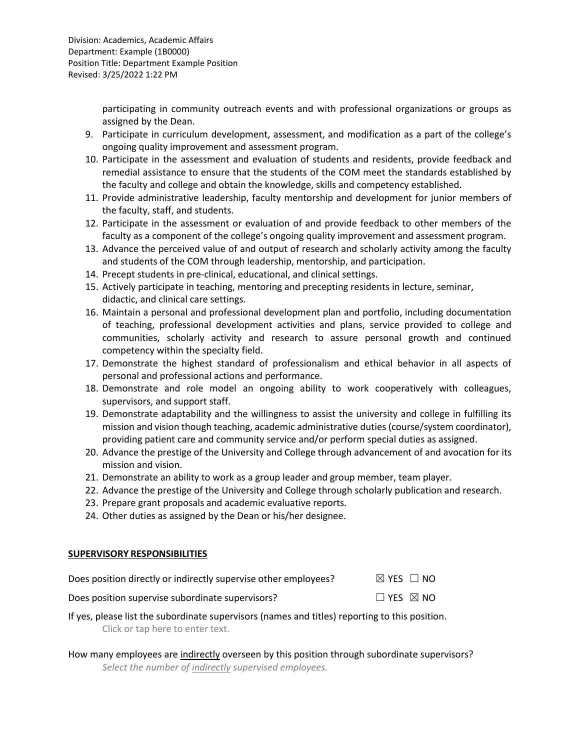participating in community outreach events and with professional organizations or groups as assigned by the Dean.

9. Participate in curriculum development, assessment, and modification as a part of the college's ongoing quality improvement and assessment program.
10. Participate in the assessment and evaluation of students and residents, provide feedback and remedial assistance to ensure that the students of the COM meet the standards established by the faculty and college and obtain the knowledge, skills and competency established.
11. Provide administrative leadership, faculty mentorship and development for junior members of the faculty, staff, and students.
12. Participate in the assessment or evaluation of and provide feedback to other members of the faculty as a component of the college's ongoing quality improvement and assessment program.
13. Advance the perceived value of and output of research and scholarly activity among the faculty and students of the COM through leadership, mentorship, and participation.
14. Precept students in pre-clinical, educational, and clinical settings.
15. Actively participate in teaching, mentoring and precepting residents in lecture, seminar, didactic, and clinical care settings.
16. Maintain a personal and professional development plan and portfolio, including documentation of teaching, professional development activities and plans, service provided to college and communities, scholarly activity and research to assure personal growth and continued competency within the specialty field.
17. Demonstrate the highest standard of professionalism and ethical behavior in all aspects of personal and professional actions and performance.
18. Demonstrate and role model an ongoing ability to work cooperatively with colleagues, supervisors, and support staff.
19. Demonstrate adaptability and the willingness to assist the university and college in fulfilling its mission and vision though teaching, academic administrative duties (course/system coordinator), providing patient care and community service and/or perform special duties as assigned.
20. Advance the prestige of the University and College through advancement of and avocation for its mission and vision.
21. Demonstrate an ability to work as a group leader and group member, team player.
22. Advance the prestige of the University and College through scholarly publication and research.
23. Prepare grant proposals and academic evaluative reports.
24. Other duties as assigned by the Dean or his/her designee.

**SUPERVISORY RESPONSIBILITIES**

Does position directly or indirectly supervise other employees? ☒ YES ☐ NO

Does position supervise subordinate supervisors? ☐ YES ☒ NO

If yes, please list the subordinate supervisors (names and titles) reporting to this position.

Click or tap here to enter text.

How many employees are indirectly overseen by this position through subordinate supervisors?

*Select the number of indirectly supervised employees.*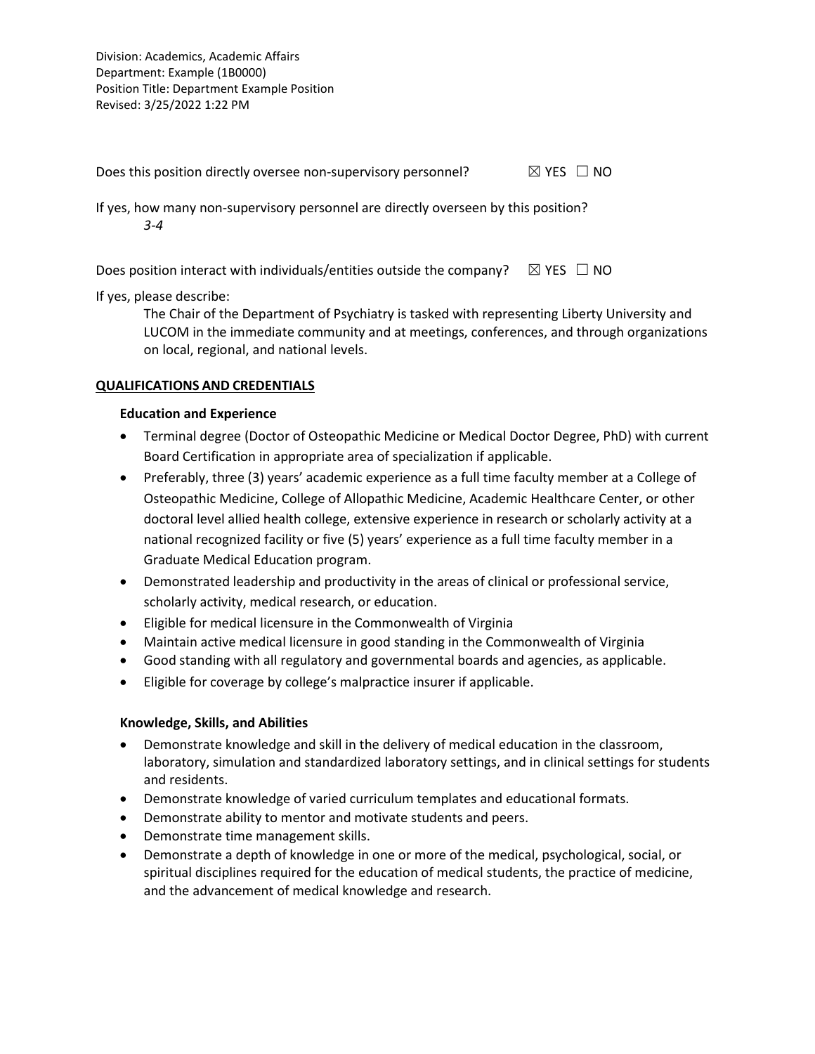Division: Academics, Academic Affairs
Department: Example (1B0000)
Position Title: Department Example Position
Revised: 3/25/2022 1:22 PM

Does this position directly oversee non-supervisory personnel? ☒ YES ☐ NO

If yes, how many non-supervisory personnel are directly overseen by this position?

*3-4*

Does position interact with individuals/entities outside the company? ☒ YES ☐ NO

If yes, please describe:

The Chair of the Department of Psychiatry is tasked with representing Liberty University and LUCOM in the immediate community and at meetings, conferences, and through organizations on local, regional, and national levels.

## QUALIFICATIONS AND CREDENTIALS

### Education and Experience

- Terminal degree (Doctor of Osteopathic Medicine or Medical Doctor Degree, PhD) with current Board Certification in appropriate area of specialization if applicable.
- Preferably, three (3) years' academic experience as a full time faculty member at a College of Osteopathic Medicine, College of Allopathic Medicine, Academic Healthcare Center, or other doctoral level allied health college, extensive experience in research or scholarly activity at a national recognized facility or five (5) years' experience as a full time faculty member in a Graduate Medical Education program.
- Demonstrated leadership and productivity in the areas of clinical or professional service, scholarly activity, medical research, or education.
- Eligible for medical licensure in the Commonwealth of Virginia
- Maintain active medical licensure in good standing in the Commonwealth of Virginia
- Good standing with all regulatory and governmental boards and agencies, as applicable.
- Eligible for coverage by college's malpractice insurer if applicable.

### Knowledge, Skills, and Abilities

- Demonstrate knowledge and skill in the delivery of medical education in the classroom, laboratory, simulation and standardized laboratory settings, and in clinical settings for students and residents.
- Demonstrate knowledge of varied curriculum templates and educational formats.
- Demonstrate ability to mentor and motivate students and peers.
- Demonstrate time management skills.
- Demonstrate a depth of knowledge in one or more of the medical, psychological, social, or spiritual disciplines required for the education of medical students, the practice of medicine, and the advancement of medical knowledge and research.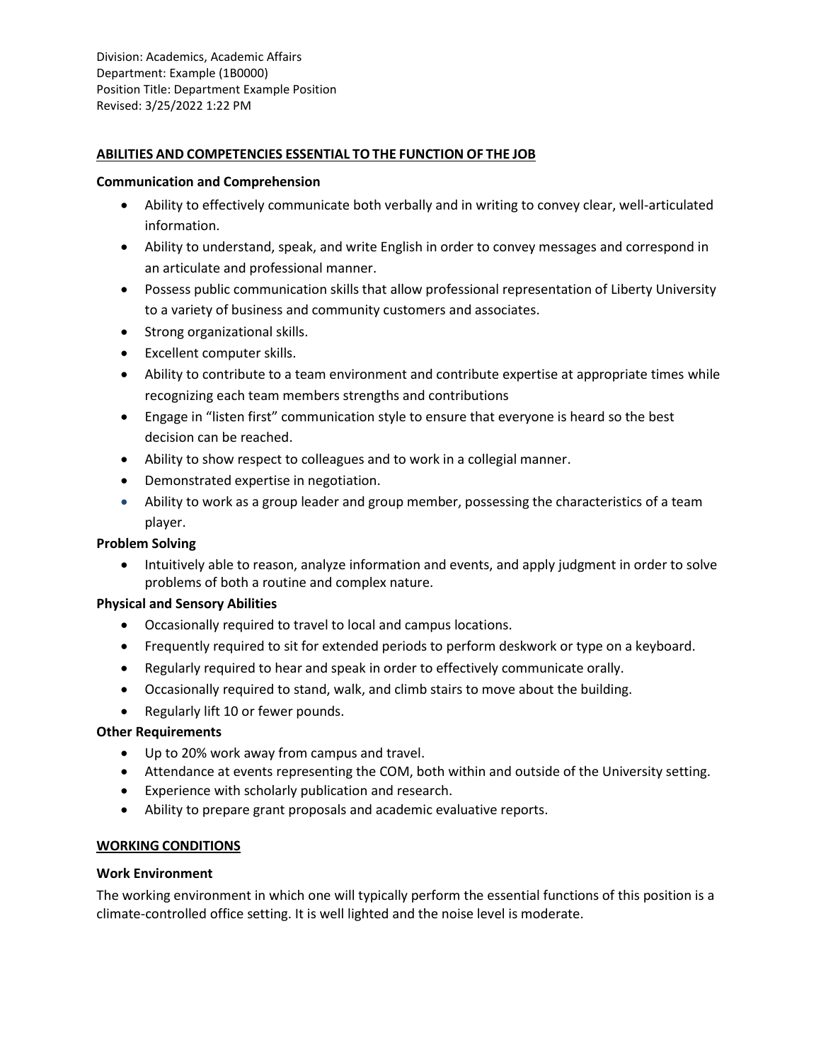Division: Academics, Academic Affairs
Department: Example (1B0000)
Position Title: Department Example Position
Revised: 3/25/2022 1:22 PM

## ABILITIES AND COMPETENCIES ESSENTIAL TO THE FUNCTION OF THE JOB

### Communication and Comprehension

- Ability to effectively communicate both verbally and in writing to convey clear, well-articulated information.
- Ability to understand, speak, and write English in order to convey messages and correspond in an articulate and professional manner.
- Possess public communication skills that allow professional representation of Liberty University to a variety of business and community customers and associates.
- Strong organizational skills.
- Excellent computer skills.
- Ability to contribute to a team environment and contribute expertise at appropriate times while recognizing each team members strengths and contributions
- Engage in "listen first" communication style to ensure that everyone is heard so the best decision can be reached.
- Ability to show respect to colleagues and to work in a collegial manner.
- Demonstrated expertise in negotiation.
- Ability to work as a group leader and group member, possessing the characteristics of a team player.

### Problem Solving

- Intuitively able to reason, analyze information and events, and apply judgment in order to solve problems of both a routine and complex nature.

### Physical and Sensory Abilities

- Occasionally required to travel to local and campus locations.
- Frequently required to sit for extended periods to perform deskwork or type on a keyboard.
- Regularly required to hear and speak in order to effectively communicate orally.
- Occasionally required to stand, walk, and climb stairs to move about the building.
- Regularly lift 10 or fewer pounds.

### Other Requirements

- Up to 20% work away from campus and travel.
- Attendance at events representing the COM, both within and outside of the University setting.
- Experience with scholarly publication and research.
- Ability to prepare grant proposals and academic evaluative reports.

## WORKING CONDITIONS

### Work Environment

The working environment in which one will typically perform the essential functions of this position is a climate-controlled office setting. It is well lighted and the noise level is moderate.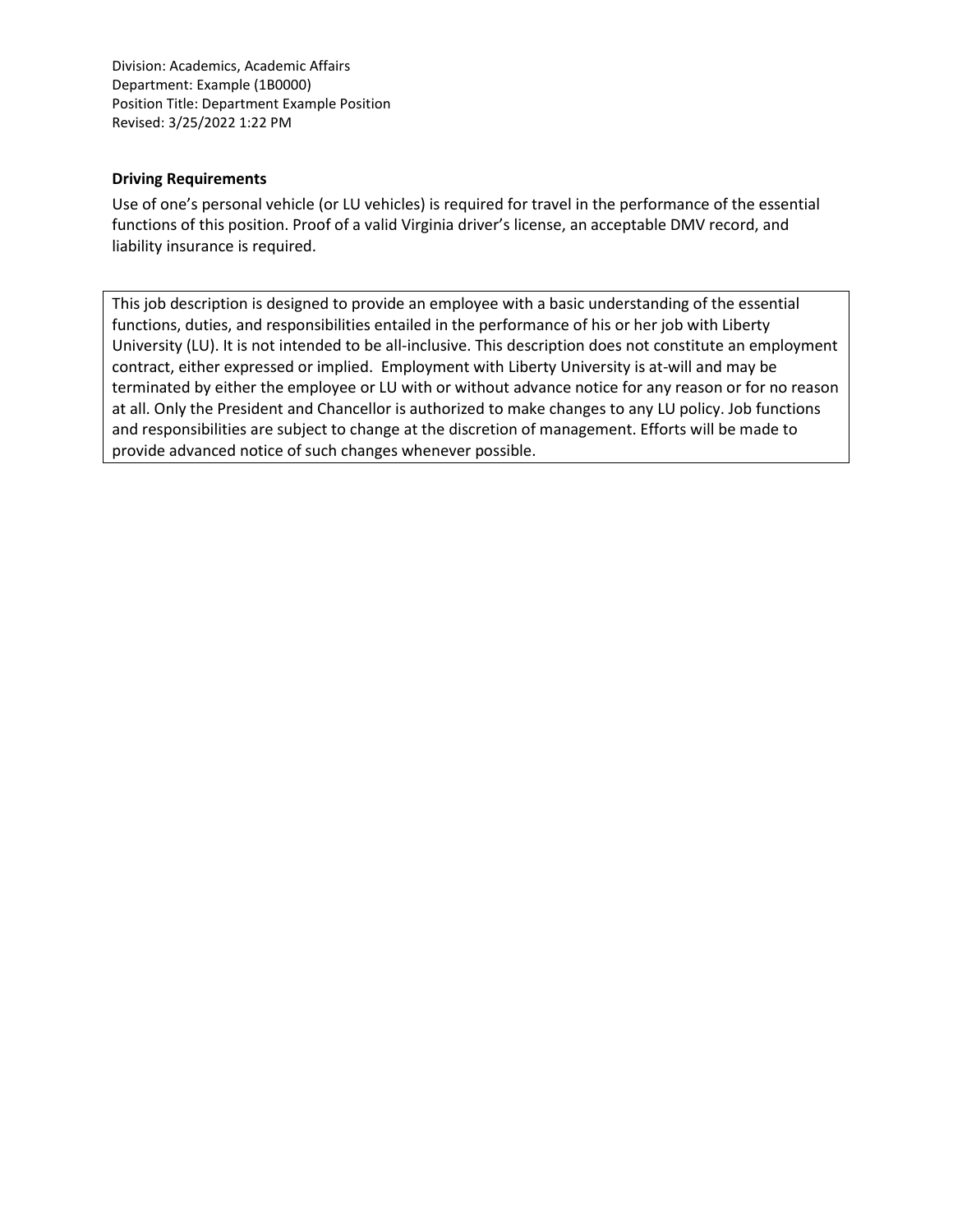Division: Academics, Academic Affairs
Department: Example (1B0000)
Position Title: Department Example Position
Revised: 3/25/2022 1:22 PM

**Driving Requirements**

Use of one's personal vehicle (or LU vehicles) is required for travel in the performance of the essential functions of this position. Proof of a valid Virginia driver's license, an acceptable DMV record, and liability insurance is required.

This job description is designed to provide an employee with a basic understanding of the essential functions, duties, and responsibilities entailed in the performance of his or her job with Liberty University (LU). It is not intended to be all-inclusive. This description does not constitute an employment contract, either expressed or implied. Employment with Liberty University is at-will and may be terminated by either the employee or LU with or without advance notice for any reason or for no reason at all. Only the President and Chancellor is authorized to make changes to any LU policy. Job functions and responsibilities are subject to change at the discretion of management. Efforts will be made to provide advanced notice of such changes whenever possible.